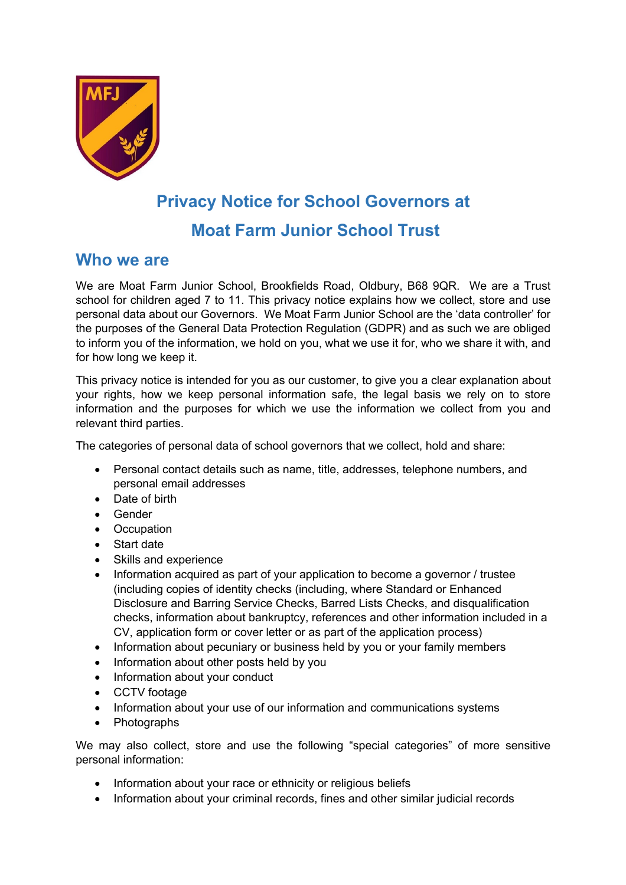# Privacy Notice for School Governors at Moat Farm Junior School Trust

## Who we are

We are Moat Farm Junior School, Brookfields Road, Oldbury, B68 9QR. We are a Trust school for children aged 7 to 11. This privacy notice explains how we collect, store and use personal data about our Governors. We Moat Farm Junior School are the 'data controller' for the purposes of the General Data Protection Regulation (GDPR) and as such we are obliged to inform you of the information, we hold on you, what we use it for, who we share it with, and for how long we keep it.

This privacy notice is intended for you as our customer, to give you a clear explanation about your rights, how we keep personal information safe, the legal basis we rely on to store information and the purposes for which we use the information we collect from you and relevant third parties.

The categories of personal data of school governors that we collect, hold and share:

- Personal contact details such as name, title, addresses, telephone numbers, and personal email addresses
- Date of birth
- Gender
- Occupation
- Start date
- Skills and experience
- Information acquired as part of your application to become a governor / trustee (including copies of identity checks (including, where Standard or Enhanced Disclosure and Barring Service Checks, Barred Lists Checks, and disqualification checks, information about bankruptcy, references and other information included in a CV, application form or cover letter or as part of the application process)
- Information about pecuniary or business held by you or your family members
- Information about other posts held by you
- Information about your conduct
- CCTV footage
- Information about your use of our information and communications systems
- Photographs

We may also collect, store and use the following "special categories" of more sensitive personal information:

- Information about your race or ethnicity or religious beliefs
- Information about your criminal records, fines and other similar judicial records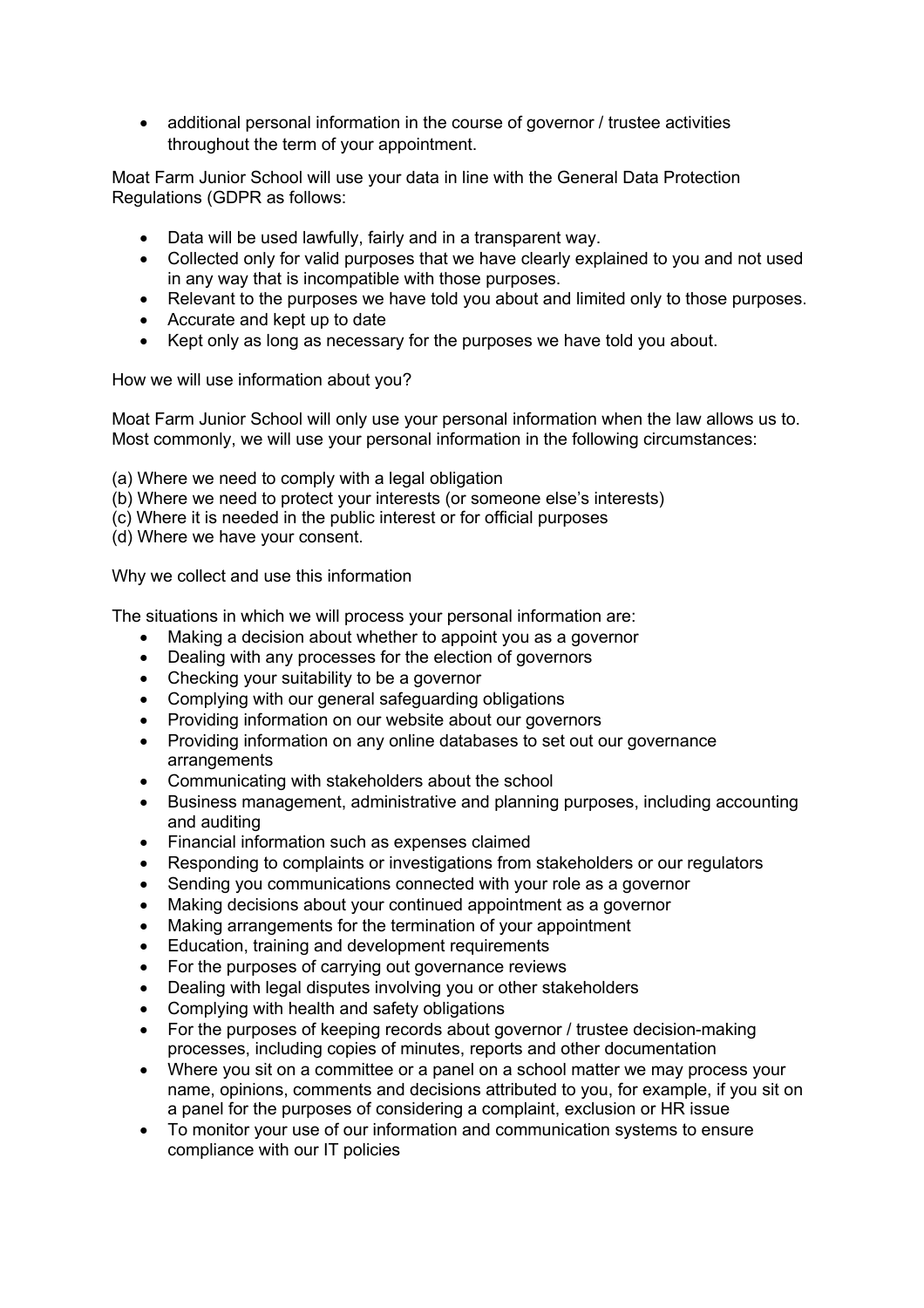- additional personal information in the course of governor / trustee activities throughout the term of your appointment.

Moat Farm Junior School will use your data in line with the General Data Protection Regulations (GDPR as follows:

- Data will be used lawfully, fairly and in a transparent way.
- Collected only for valid purposes that we have clearly explained to you and not used in any way that is incompatible with those purposes.
- Relevant to the purposes we have told you about and limited only to those purposes.
- Accurate and kept up to date
- Kept only as long as necessary for the purposes we have told you about.

How we will use information about you?

Moat Farm Junior School will only use your personal information when the law allows us to. Most commonly, we will use your personal information in the following circumstances:

(a) Where we need to comply with a legal obligation
(b) Where we need to protect your interests (or someone else's interests)
(c) Where it is needed in the public interest or for official purposes
(d) Where we have your consent.

Why we collect and use this information

The situations in which we will process your personal information are:

- Making a decision about whether to appoint you as a governor
- Dealing with any processes for the election of governors
- Checking your suitability to be a governor
- Complying with our general safeguarding obligations
- Providing information on our website about our governors
- Providing information on any online databases to set out our governance arrangements
- Communicating with stakeholders about the school
- Business management, administrative and planning purposes, including accounting and auditing
- Financial information such as expenses claimed
- Responding to complaints or investigations from stakeholders or our regulators
- Sending you communications connected with your role as a governor
- Making decisions about your continued appointment as a governor
- Making arrangements for the termination of your appointment
- Education, training and development requirements
- For the purposes of carrying out governance reviews
- Dealing with legal disputes involving you or other stakeholders
- Complying with health and safety obligations
- For the purposes of keeping records about governor / trustee decision-making processes, including copies of minutes, reports and other documentation
- Where you sit on a committee or a panel on a school matter we may process your name, opinions, comments and decisions attributed to you, for example, if you sit on a panel for the purposes of considering a complaint, exclusion or HR issue
- To monitor your use of our information and communication systems to ensure compliance with our IT policies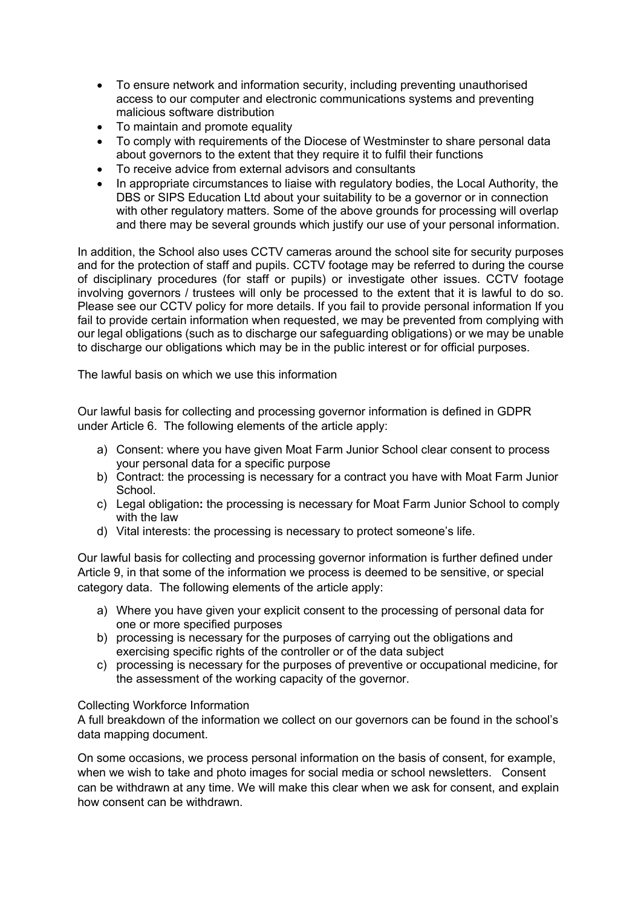- To ensure network and information security, including preventing unauthorised access to our computer and electronic communications systems and preventing malicious software distribution
- To maintain and promote equality
- To comply with requirements of the Diocese of Westminster to share personal data about governors to the extent that they require it to fulfil their functions
- To receive advice from external advisors and consultants
- In appropriate circumstances to liaise with regulatory bodies, the Local Authority, the DBS or SIPS Education Ltd about your suitability to be a governor or in connection with other regulatory matters. Some of the above grounds for processing will overlap and there may be several grounds which justify our use of your personal information.

In addition, the School also uses CCTV cameras around the school site for security purposes and for the protection of staff and pupils. CCTV footage may be referred to during the course of disciplinary procedures (for staff or pupils) or investigate other issues. CCTV footage involving governors / trustees will only be processed to the extent that it is lawful to do so. Please see our CCTV policy for more details. If you fail to provide personal information If you fail to provide certain information when requested, we may be prevented from complying with our legal obligations (such as to discharge our safeguarding obligations) or we may be unable to discharge our obligations which may be in the public interest or for official purposes.

The lawful basis on which we use this information

Our lawful basis for collecting and processing governor information is defined in GDPR under Article 6. The following elements of the article apply:

a) Consent: where you have given Moat Farm Junior School clear consent to process your personal data for a specific purpose
b) Contract: the processing is necessary for a contract you have with Moat Farm Junior School.
c) Legal obligation**:** the processing is necessary for Moat Farm Junior School to comply with the law
d) Vital interests: the processing is necessary to protect someone's life.

Our lawful basis for collecting and processing governor information is further defined under Article 9, in that some of the information we process is deemed to be sensitive, or special category data. The following elements of the article apply:

a) Where you have given your explicit consent to the processing of personal data for one or more specified purposes
b) processing is necessary for the purposes of carrying out the obligations and exercising specific rights of the controller or of the data subject
c) processing is necessary for the purposes of preventive or occupational medicine, for the assessment of the working capacity of the governor.

Collecting Workforce Information

A full breakdown of the information we collect on our governors can be found in the school's data mapping document.

On some occasions, we process personal information on the basis of consent, for example, when we wish to take and photo images for social media or school newsletters. Consent can be withdrawn at any time. We will make this clear when we ask for consent, and explain how consent can be withdrawn.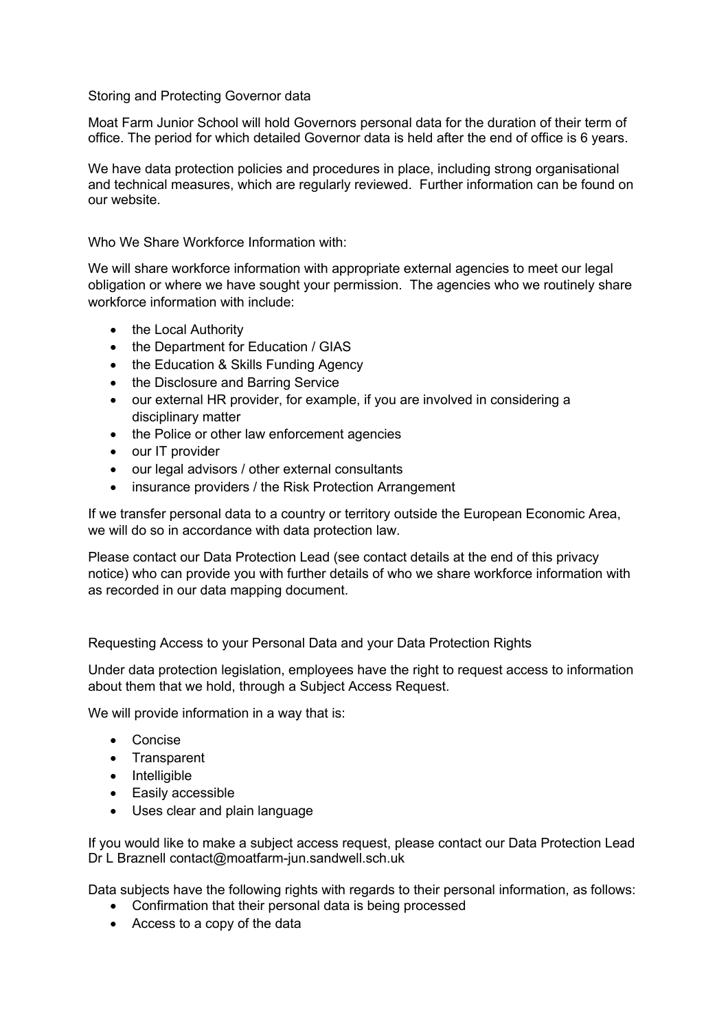## Storing and Protecting Governor data

Moat Farm Junior School will hold Governors personal data for the duration of their term of office. The period for which detailed Governor data is held after the end of office is 6 years.

We have data protection policies and procedures in place, including strong organisational and technical measures, which are regularly reviewed. Further information can be found on our website.

## Who We Share Workforce Information with:

We will share workforce information with appropriate external agencies to meet our legal obligation or where we have sought your permission. The agencies who we routinely share workforce information with include:

- the Local Authority
- the Department for Education / GIAS
- the Education & Skills Funding Agency
- the Disclosure and Barring Service
- our external HR provider, for example, if you are involved in considering a disciplinary matter
- the Police or other law enforcement agencies
- our IT provider
- our legal advisors / other external consultants
- insurance providers / the Risk Protection Arrangement

If we transfer personal data to a country or territory outside the European Economic Area, we will do so in accordance with data protection law.

Please contact our Data Protection Lead (see contact details at the end of this privacy notice) who can provide you with further details of who we share workforce information with as recorded in our data mapping document.

## Requesting Access to your Personal Data and your Data Protection Rights

Under data protection legislation, employees have the right to request access to information about them that we hold, through a Subject Access Request.

We will provide information in a way that is:

- Concise
- Transparent
- Intelligible
- Easily accessible
- Uses clear and plain language

If you would like to make a subject access request, please contact our Data Protection Lead Dr L Braznell contact@moatfarm-jun.sandwell.sch.uk

Data subjects have the following rights with regards to their personal information, as follows:

- Confirmation that their personal data is being processed
- Access to a copy of the data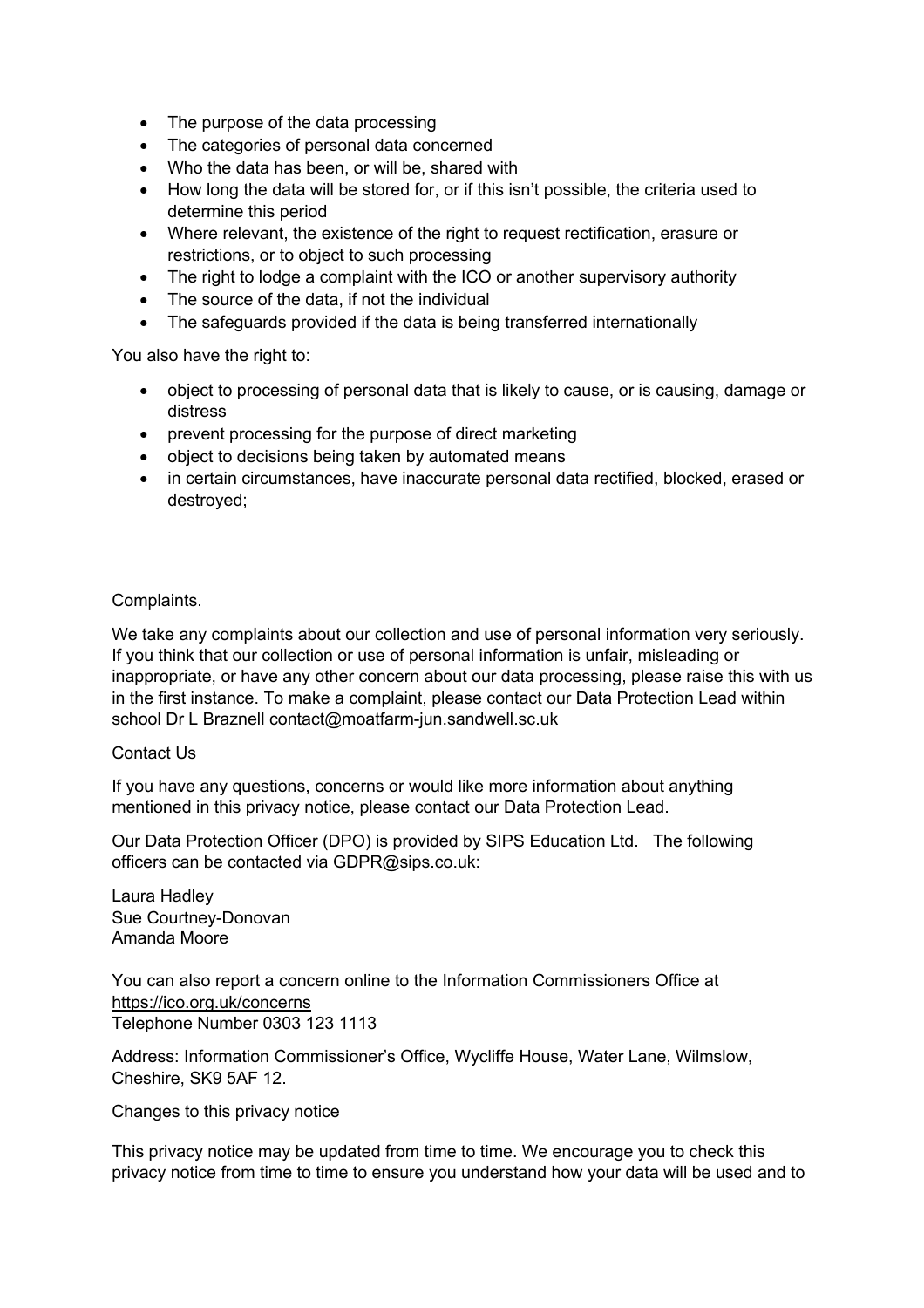- The purpose of the data processing
- The categories of personal data concerned
- Who the data has been, or will be, shared with
- How long the data will be stored for, or if this isn't possible, the criteria used to determine this period
- Where relevant, the existence of the right to request rectification, erasure or restrictions, or to object to such processing
- The right to lodge a complaint with the ICO or another supervisory authority
- The source of the data, if not the individual
- The safeguards provided if the data is being transferred internationally

You also have the right to:

- object to processing of personal data that is likely to cause, or is causing, damage or distress
- prevent processing for the purpose of direct marketing
- object to decisions being taken by automated means
- in certain circumstances, have inaccurate personal data rectified, blocked, erased or destroyed;

Complaints.

We take any complaints about our collection and use of personal information very seriously. If you think that our collection or use of personal information is unfair, misleading or inappropriate, or have any other concern about our data processing, please raise this with us in the first instance. To make a complaint, please contact our Data Protection Lead within school Dr L Braznell contact@moatfarm-jun.sandwell.sc.uk

Contact Us

If you have any questions, concerns or would like more information about anything mentioned in this privacy notice, please contact our Data Protection Lead.

Our Data Protection Officer (DPO) is provided by SIPS Education Ltd. The following officers can be contacted via GDPR@sips.co.uk:

Laura Hadley
Sue Courtney-Donovan
Amanda Moore

You can also report a concern online to the Information Commissioners Office at https://ico.org.uk/concerns
Telephone Number 0303 123 1113

Address: Information Commissioner's Office, Wycliffe House, Water Lane, Wilmslow, Cheshire, SK9 5AF 12.

Changes to this privacy notice

This privacy notice may be updated from time to time. We encourage you to check this privacy notice from time to time to ensure you understand how your data will be used and to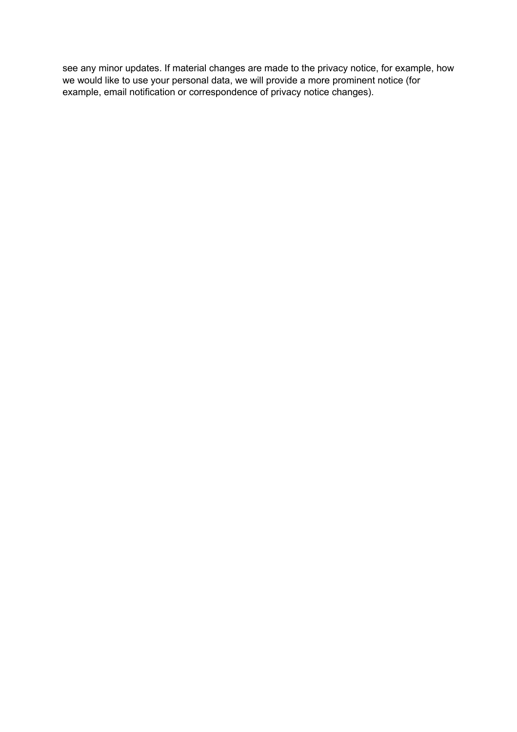see any minor updates. If material changes are made to the privacy notice, for example, how we would like to use your personal data, we will provide a more prominent notice (for example, email notification or correspondence of privacy notice changes).